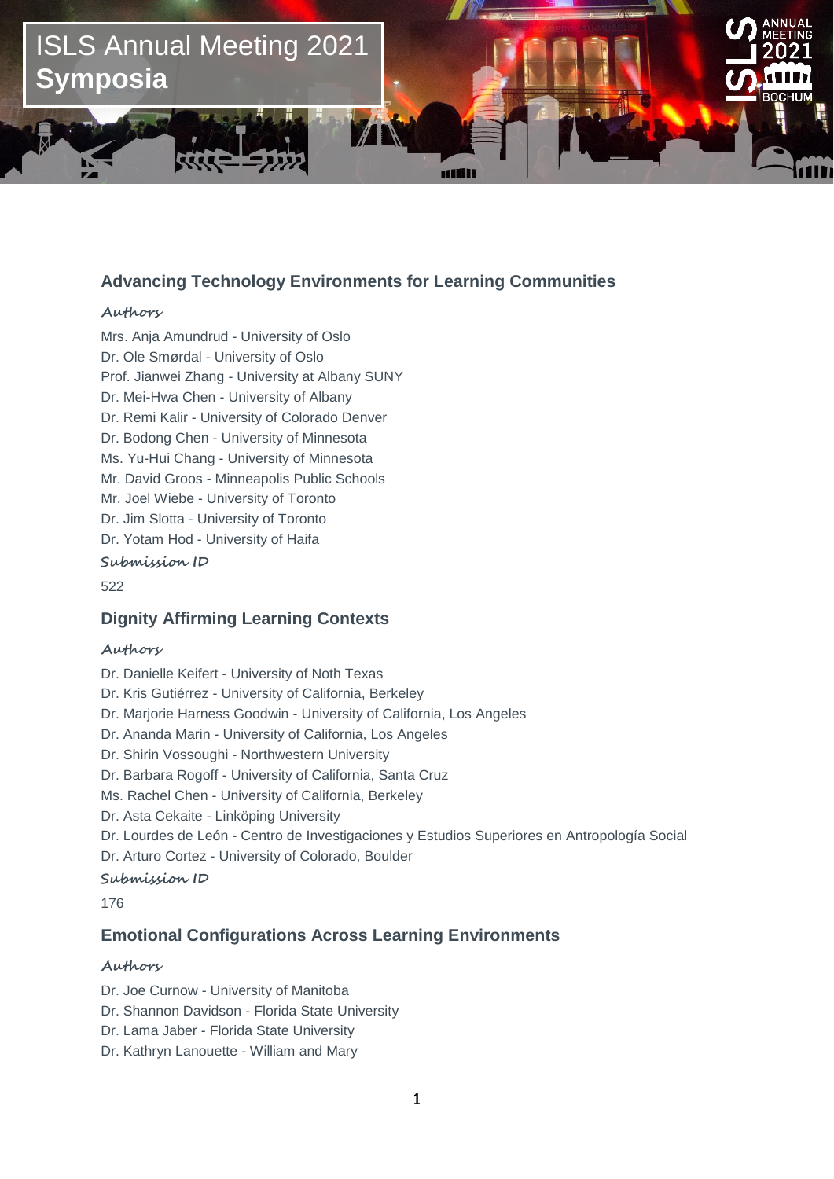# ISLS Annual Meeting 2021
## Symposia

### Advancing Technology Environments for Learning Communities

**Authors**

Mrs. Anja Amundrud - University of Oslo
Dr. Ole Smørdal - University of Oslo
Prof. Jianwei Zhang - University at Albany SUNY
Dr. Mei-Hwa Chen - University of Albany
Dr. Remi Kalir - University of Colorado Denver
Dr. Bodong Chen - University of Minnesota
Ms. Yu-Hui Chang - University of Minnesota
Mr. David Groos - Minneapolis Public Schools
Mr. Joel Wiebe - University of Toronto
Dr. Jim Slotta - University of Toronto
Dr. Yotam Hod - University of Haifa

**Submission ID**

522

### Dignity Affirming Learning Contexts

**Authors**

Dr. Danielle Keifert - University of Noth Texas
Dr. Kris Gutiérrez - University of California, Berkeley
Dr. Marjorie Harness Goodwin - University of California, Los Angeles
Dr. Ananda Marin - University of California, Los Angeles
Dr. Shirin Vossoughi - Northwestern University
Dr. Barbara Rogoff - University of California, Santa Cruz
Ms. Rachel Chen - University of California, Berkeley
Dr. Asta Cekaite - Linköping University
Dr. Lourdes de León - Centro de Investigaciones y Estudios Superiores en Antropología Social
Dr. Arturo Cortez - University of Colorado, Boulder

**Submission ID**

176

### Emotional Configurations Across Learning Environments

**Authors**

Dr. Joe Curnow - University of Manitoba
Dr. Shannon Davidson - Florida State University
Dr. Lama Jaber - Florida State University
Dr. Kathryn Lanouette - William and Mary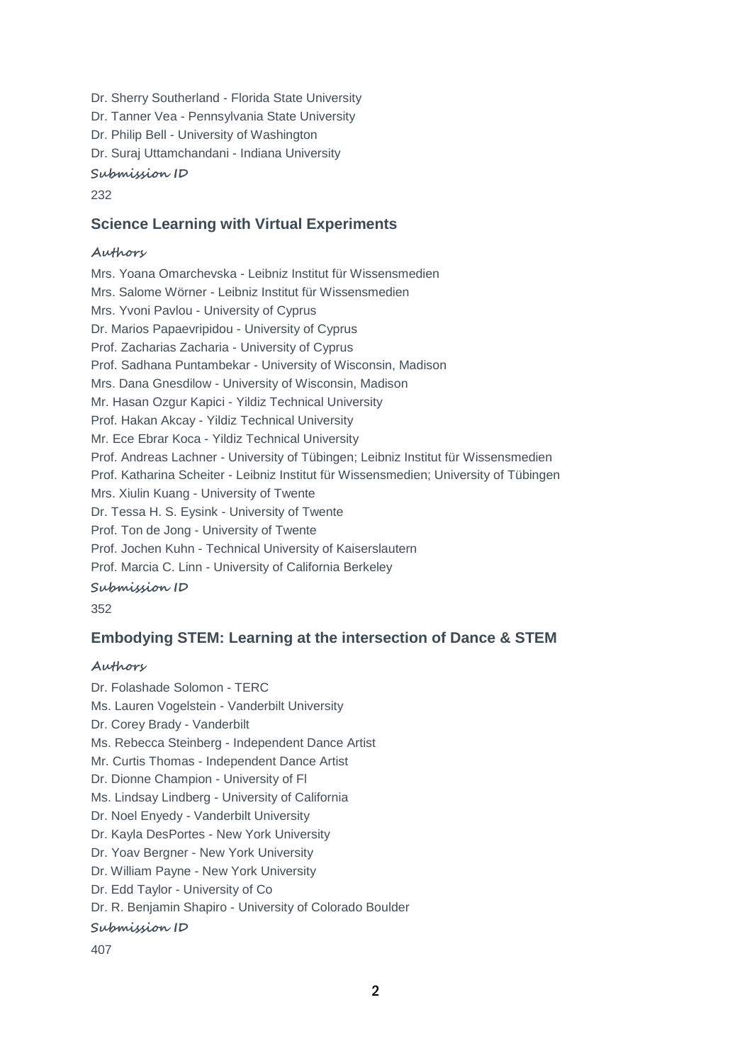Dr. Sherry Southerland - Florida State University
Dr. Tanner Vea - Pennsylvania State University
Dr. Philip Bell - University of Washington
Dr. Suraj Uttamchandani - Indiana University

**Submission ID**

232

### Science Learning with Virtual Experiments

**Authors**

Mrs. Yoana Omarchevska - Leibniz Institut für Wissensmedien
Mrs. Salome Wörner - Leibniz Institut für Wissensmedien
Mrs. Yvoni Pavlou - University of Cyprus
Dr. Marios Papaevripidou - University of Cyprus
Prof. Zacharias Zacharia - University of Cyprus
Prof. Sadhana Puntambekar - University of Wisconsin, Madison
Mrs. Dana Gnesdilow - University of Wisconsin, Madison
Mr. Hasan Ozgur Kapici - Yildiz Technical University
Prof. Hakan Akcay - Yildiz Technical University
Mr. Ece Ebrar Koca - Yildiz Technical University
Prof. Andreas Lachner - University of Tübingen; Leibniz Institut für Wissensmedien
Prof. Katharina Scheiter - Leibniz Institut für Wissensmedien; University of Tübingen
Mrs. Xiulin Kuang - University of Twente
Dr. Tessa H. S. Eysink - University of Twente
Prof. Ton de Jong - University of Twente
Prof. Jochen Kuhn - Technical University of Kaiserslautern
Prof. Marcia C. Linn - University of California Berkeley

**Submission ID**

352

### Embodying STEM: Learning at the intersection of Dance & STEM

**Authors**

Dr. Folashade Solomon - TERC
Ms. Lauren Vogelstein - Vanderbilt University
Dr. Corey Brady - Vanderbilt
Ms. Rebecca Steinberg - Independent Dance Artist
Mr. Curtis Thomas - Independent Dance Artist
Dr. Dionne Champion - University of Fl
Ms. Lindsay Lindberg - University of California
Dr. Noel Enyedy - Vanderbilt University
Dr. Kayla DesPortes - New York University
Dr. Yoav Bergner - New York University
Dr. William Payne - New York University
Dr. Edd Taylor - University of Co
Dr. R. Benjamin Shapiro - University of Colorado Boulder

**Submission ID**

407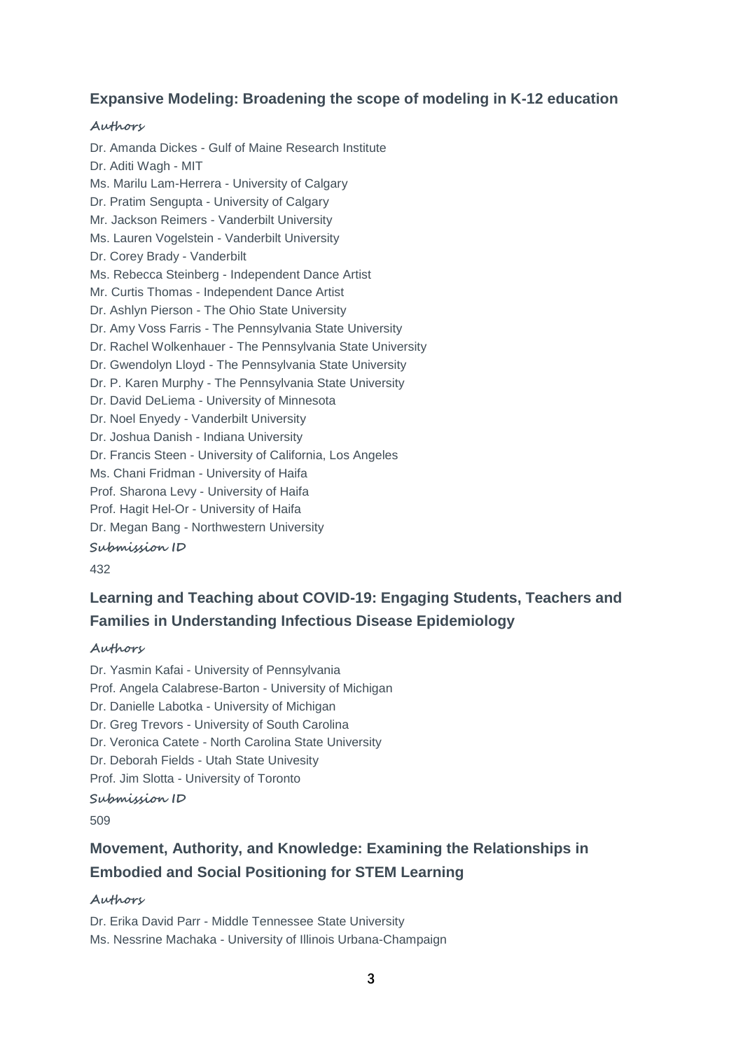### Expansive Modeling: Broadening the scope of modeling in K-12 education

**Authors**

Dr. Amanda Dickes - Gulf of Maine Research Institute
Dr. Aditi Wagh - MIT
Ms. Marilu Lam-Herrera - University of Calgary
Dr. Pratim Sengupta - University of Calgary
Mr. Jackson Reimers - Vanderbilt University
Ms. Lauren Vogelstein - Vanderbilt University
Dr. Corey Brady - Vanderbilt
Ms. Rebecca Steinberg - Independent Dance Artist
Mr. Curtis Thomas - Independent Dance Artist
Dr. Ashlyn Pierson - The Ohio State University
Dr. Amy Voss Farris - The Pennsylvania State University
Dr. Rachel Wolkenhauer - The Pennsylvania State University
Dr. Gwendolyn Lloyd - The Pennsylvania State University
Dr. P. Karen Murphy - The Pennsylvania State University
Dr. David DeLiema - University of Minnesota
Dr. Noel Enyedy - Vanderbilt University
Dr. Joshua Danish - Indiana University
Dr. Francis Steen - University of California, Los Angeles
Ms. Chani Fridman - University of Haifa
Prof. Sharona Levy - University of Haifa
Prof. Hagit Hel-Or - University of Haifa
Dr. Megan Bang - Northwestern University

**Submission ID**

432

### Learning and Teaching about COVID-19: Engaging Students, Teachers and Families in Understanding Infectious Disease Epidemiology

**Authors**

Dr. Yasmin Kafai - University of Pennsylvania
Prof. Angela Calabrese-Barton - University of Michigan
Dr. Danielle Labotka - University of Michigan
Dr. Greg Trevors - University of South Carolina
Dr. Veronica Catete - North Carolina State University
Dr. Deborah Fields - Utah State Univesity
Prof. Jim Slotta - University of Toronto

**Submission ID**

509

### Movement, Authority, and Knowledge: Examining the Relationships in Embodied and Social Positioning for STEM Learning

**Authors**

Dr. Erika David Parr - Middle Tennessee State University
Ms. Nessrine Machaka - University of Illinois Urbana-Champaign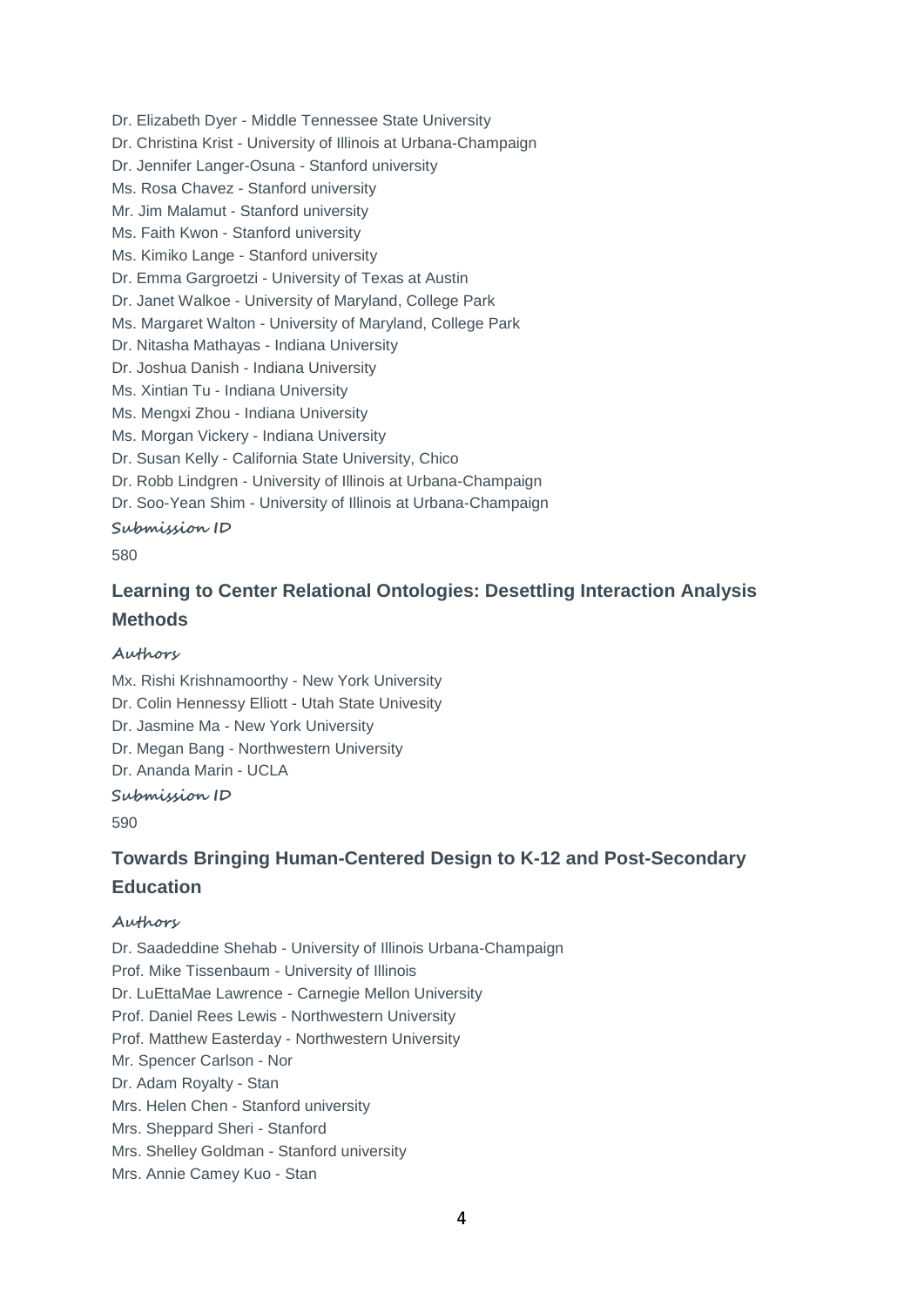Dr. Elizabeth Dyer - Middle Tennessee State University
Dr. Christina Krist - University of Illinois at Urbana-Champaign
Dr. Jennifer Langer-Osuna - Stanford university
Ms. Rosa Chavez - Stanford university
Mr. Jim Malamut - Stanford university
Ms. Faith Kwon - Stanford university
Ms. Kimiko Lange - Stanford university
Dr. Emma Gargroetzi - University of Texas at Austin
Dr. Janet Walkoe - University of Maryland, College Park
Ms. Margaret Walton - University of Maryland, College Park
Dr. Nitasha Mathayas - Indiana University
Dr. Joshua Danish - Indiana University
Ms. Xintian Tu - Indiana University
Ms. Mengxi Zhou - Indiana University
Ms. Morgan Vickery - Indiana University
Dr. Susan Kelly - California State University, Chico
Dr. Robb Lindgren - University of Illinois at Urbana-Champaign
Dr. Soo-Yean Shim - University of Illinois at Urbana-Champaign

**Submission ID**

580

### Learning to Center Relational Ontologies: Desettling Interaction Analysis Methods

**Authors**

Mx. Rishi Krishnamoorthy - New York University
Dr. Colin Hennessy Elliott - Utah State Univesity
Dr. Jasmine Ma - New York University
Dr. Megan Bang - Northwestern University
Dr. Ananda Marin - UCLA

**Submission ID**

590

### Towards Bringing Human-Centered Design to K-12 and Post-Secondary Education

**Authors**

Dr. Saadeddine Shehab - University of Illinois Urbana-Champaign
Prof. Mike Tissenbaum - University of Illinois
Dr. LuEttaMae Lawrence - Carnegie Mellon University
Prof. Daniel Rees Lewis - Northwestern University
Prof. Matthew Easterday - Northwestern University
Mr. Spencer Carlson - Nor
Dr. Adam Royalty - Stan
Mrs. Helen Chen - Stanford university
Mrs. Sheppard Sheri - Stanford
Mrs. Shelley Goldman - Stanford university
Mrs. Annie Camey Kuo - Stan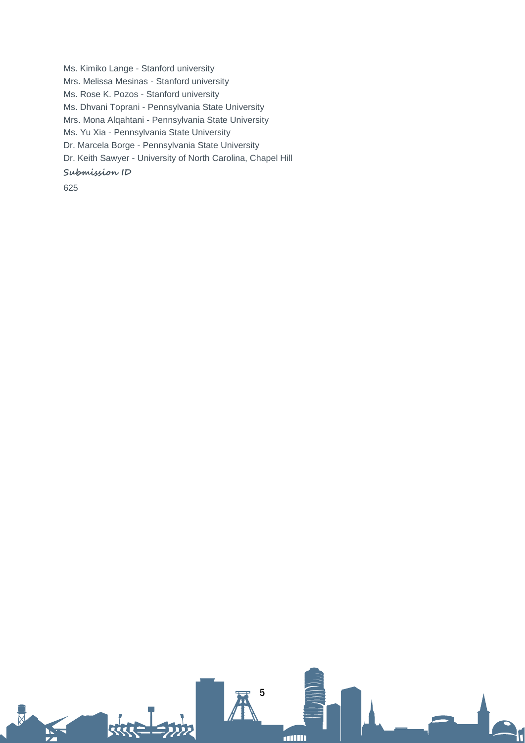Ms. Kimiko Lange - Stanford university
Mrs. Melissa Mesinas - Stanford university
Ms. Rose K. Pozos - Stanford university
Ms. Dhvani Toprani - Pennsylvania State University
Mrs. Mona Alqahtani - Pennsylvania State University
Ms. Yu Xia - Pennsylvania State University
Dr. Marcela Borge - Pennsylvania State University
Dr. Keith Sawyer - University of North Carolina, Chapel Hill

**Submission ID**

625